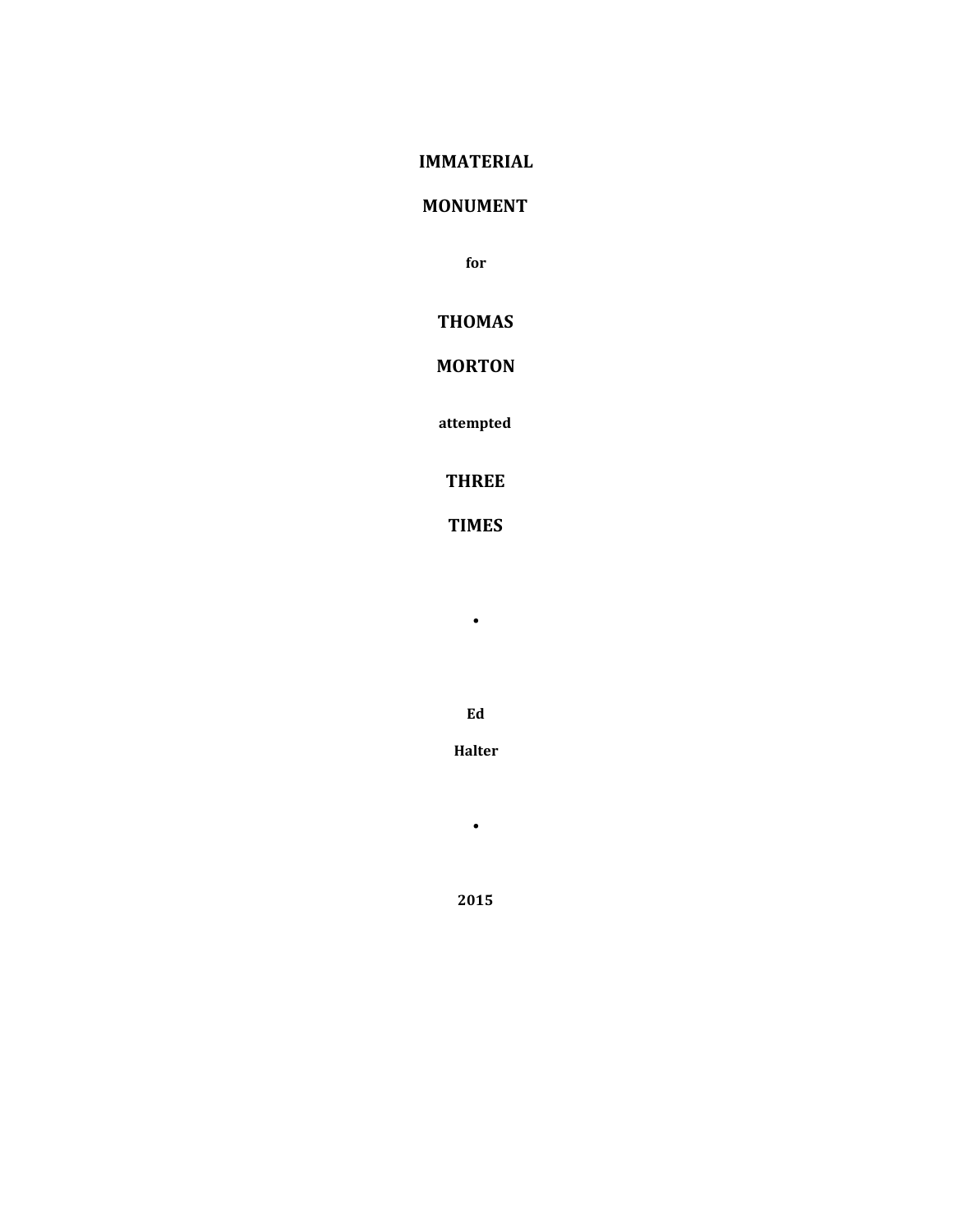**IMMATERIAL**

**MONUMENT**

**for**

**THOMAS**

**MORTON**

**attempted**

**THREE**

**TIMES**

•

**Ed**

**Halter**

•

**2015**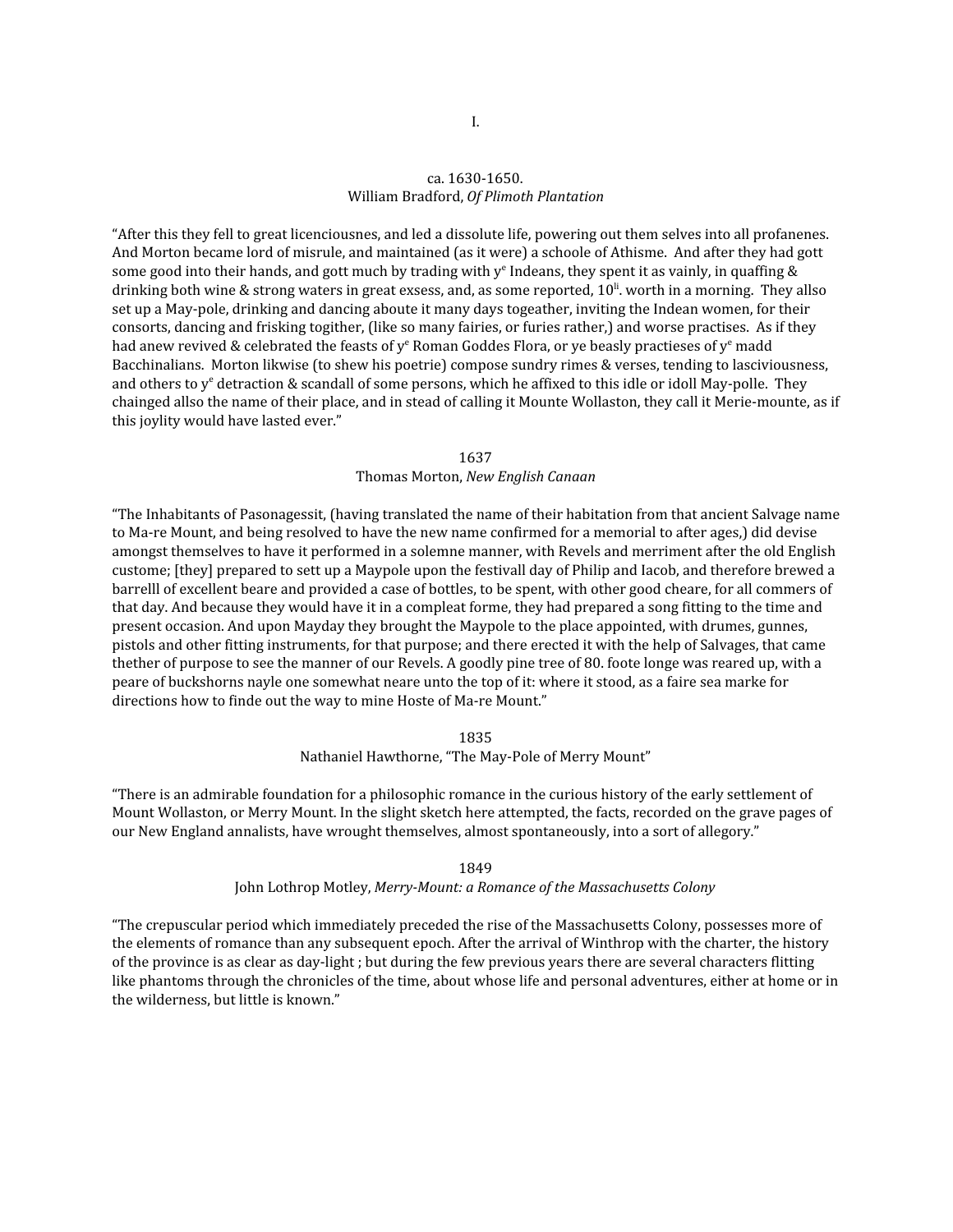I.

ca. 1630-1650.
William Bradford, *Of Plimoth Plantation*

"After this they fell to great licenciousnes, and led a dissolute life, powering out them selves into all profanenes. And Morton became lord of misrule, and maintained (as it were) a schoole of Athisme. And after they had gott some good into their hands, and gott much by trading with y[e] Indeans, they spent it as vainly, in quaffing & drinking both wine & strong waters in great exsess, and, as some reported, 10[li]. worth in a morning. They allso set up a May-pole, drinking and dancing aboute it many days togeather, inviting the Indean women, for their consorts, dancing and frisking togither, (like so many fairies, or furies rather,) and worse practises. As if they had anew revived & celebrated the feasts of y[e] Roman Goddes Flora, or ye beasly practieses of y[e] madd Bacchinalians. Morton likwise (to shew his poetrie) compose sundry rimes & verses, tending to lasciviousness, and others to y[e] detraction & scandall of some persons, which he affixed to this idle or idoll May-polle. They chainged allso the name of their place, and in stead of calling it Mounte Wollaston, they call it Merie-mounte, as if this joylity would have lasted ever."

1637
Thomas Morton, *New English Canaan*

"The Inhabitants of Pasonagessit, (having translated the name of their habitation from that ancient Salvage name to Ma-re Mount, and being resolved to have the new name confirmed for a memorial to after ages,) did devise amongst themselves to have it performed in a solemne manner, with Revels and merriment after the old English custome; [they] prepared to sett up a Maypole upon the festivall day of Philip and Iacob, and therefore brewed a barrelll of excellent beare and provided a case of bottles, to be spent, with other good cheare, for all commers of that day. And because they would have it in a compleat forme, they had prepared a song fitting to the time and present occasion. And upon Mayday they brought the Maypole to the place appointed, with drumes, gunnes, pistols and other fitting instruments, for that purpose; and there erected it with the help of Salvages, that came thether of purpose to see the manner of our Revels. A goodly pine tree of 80. foote longe was reared up, with a peare of buckshorns nayle one somewhat neare unto the top of it: where it stood, as a faire sea marke for directions how to finde out the way to mine Hoste of Ma-re Mount."

1835
Nathaniel Hawthorne, "The May-Pole of Merry Mount"

"There is an admirable foundation for a philosophic romance in the curious history of the early settlement of Mount Wollaston, or Merry Mount. In the slight sketch here attempted, the facts, recorded on the grave pages of our New England annalists, have wrought themselves, almost spontaneously, into a sort of allegory."

1849
John Lothrop Motley, *Merry-Mount: a Romance of the Massachusetts Colony*

"The crepuscular period which immediately preceded the rise of the Massachusetts Colony, possesses more of the elements of romance than any subsequent epoch. After the arrival of Winthrop with the charter, the history of the province is as clear as day-light ; but during the few previous years there are several characters flitting like phantoms through the chronicles of the time, about whose life and personal adventures, either at home or in the wilderness, but little is known."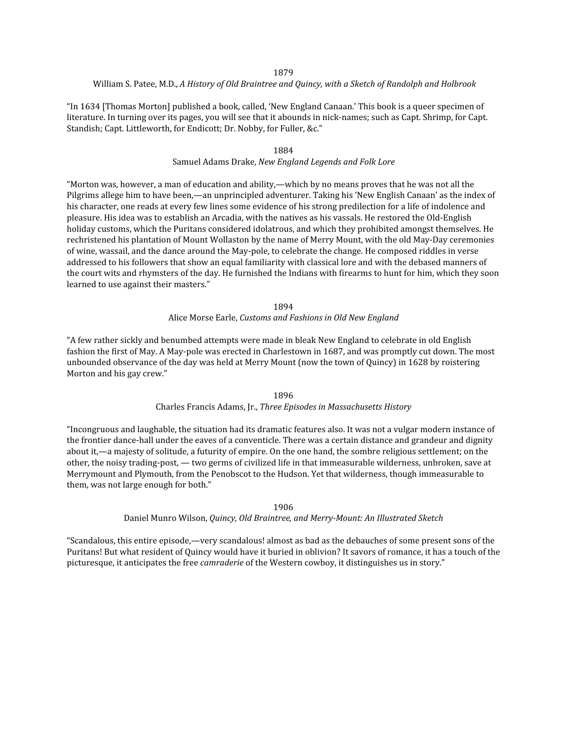1879

William S. Patee, M.D., *A History of Old Braintree and Quincy, with a Sketch of Randolph and Holbrook*

"In 1634 [Thomas Morton] published a book, called, 'New England Canaan.' This book is a queer specimen of literature. In turning over its pages, you will see that it abounds in nick-names; such as Capt. Shrimp, for Capt. Standish; Capt. Littleworth, for Endicott; Dr. Nobby, for Fuller, &c."

1884

Samuel Adams Drake, *New England Legends and Folk Lore*

"Morton was, however, a man of education and ability,—which by no means proves that he was not all the Pilgrims allege him to have been,—an unprincipled adventurer. Taking his 'New English Canaan' as the index of his character, one reads at every few lines some evidence of his strong predilection for a life of indolence and pleasure. His idea was to establish an Arcadia, with the natives as his vassals. He restored the Old-English holiday customs, which the Puritans considered idolatrous, and which they prohibited amongst themselves. He rechristened his plantation of Mount Wollaston by the name of Merry Mount, with the old May-Day ceremonies of wine, wassail, and the dance around the May-pole, to celebrate the change. He composed riddles in verse addressed to his followers that show an equal familiarity with classical lore and with the debased manners of the court wits and rhymsters of the day. He furnished the Indians with firearms to hunt for him, which they soon learned to use against their masters."

1894

Alice Morse Earle, *Customs and Fashions in Old New England*

"A few rather sickly and benumbed attempts were made in bleak New England to celebrate in old English fashion the first of May. A May-pole was erected in Charlestown in 1687, and was promptly cut down. The most unbounded observance of the day was held at Merry Mount (now the town of Quincy) in 1628 by roistering Morton and his gay crew."

1896

Charles Francis Adams, Jr., *Three Episodes in Massachusetts History*

"Incongruous and laughable, the situation had its dramatic features also. It was not a vulgar modern instance of the frontier dance-hall under the eaves of a conventicle. There was a certain distance and grandeur and dignity about it,—a majesty of solitude, a futurity of empire. On the one hand, the sombre religious settlement; on the other, the noisy trading-post, — two germs of civilized life in that immeasurable wilderness, unbroken, save at Merrymount and Plymouth, from the Penobscot to the Hudson. Yet that wilderness, though immeasurable to them, was not large enough for both."

1906

Daniel Munro Wilson, *Quincy, Old Braintree, and Merry-Mount: An Illustrated Sketch*

"Scandalous, this entire episode,—very scandalous! almost as bad as the debauches of some present sons of the Puritans! But what resident of Quincy would have it buried in oblivion? It savors of romance, it has a touch of the picturesque, it anticipates the free *camraderie* of the Western cowboy, it distinguishes us in story."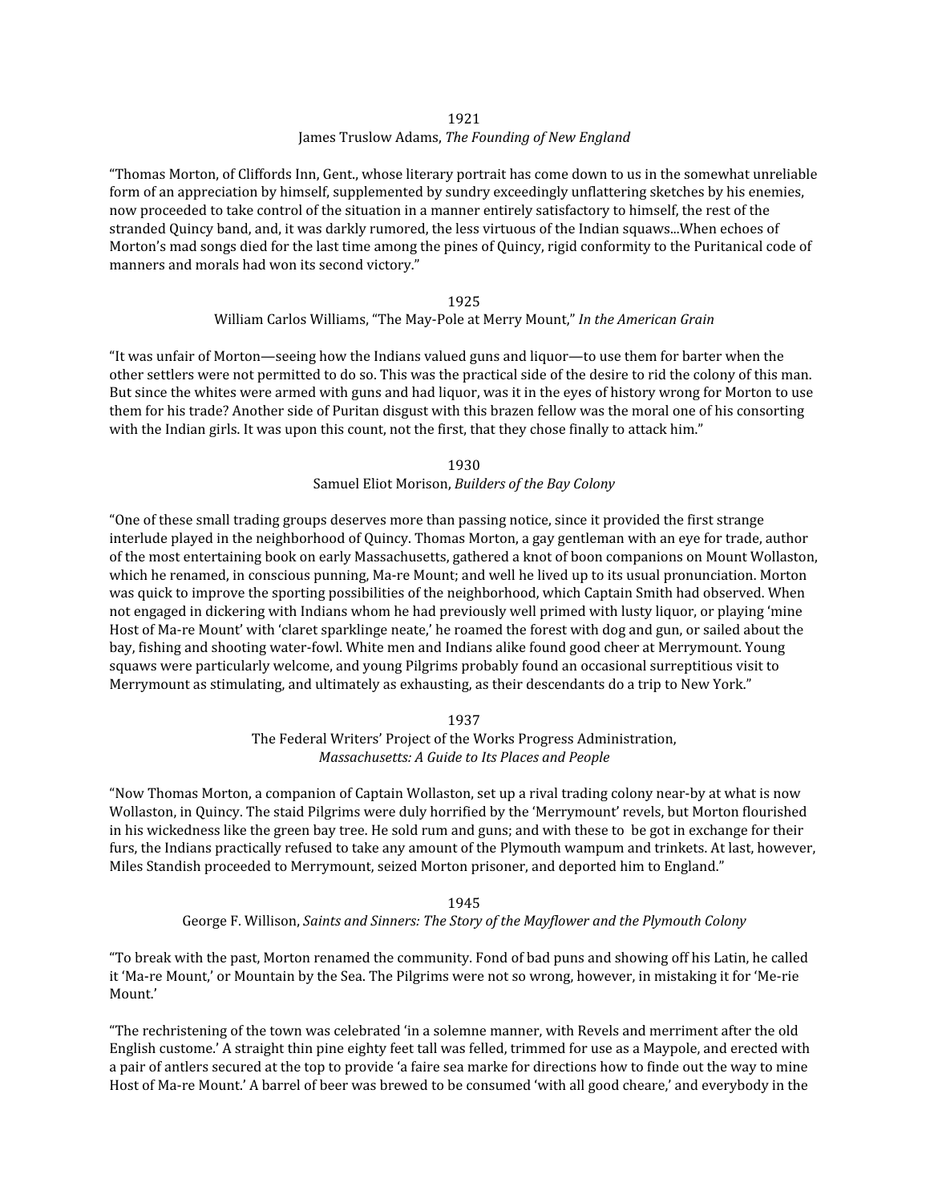1921
James Truslow Adams, *The Founding of New England*

"Thomas Morton, of Cliffords Inn, Gent., whose literary portrait has come down to us in the somewhat unreliable form of an appreciation by himself, supplemented by sundry exceedingly unflattering sketches by his enemies, now proceeded to take control of the situation in a manner entirely satisfactory to himself, the rest of the stranded Quincy band, and, it was darkly rumored, the less virtuous of the Indian squaws...When echoes of Morton's mad songs died for the last time among the pines of Quincy, rigid conformity to the Puritanical code of manners and morals had won its second victory."

1925
William Carlos Williams, "The May-Pole at Merry Mount," *In the American Grain*

"It was unfair of Morton—seeing how the Indians valued guns and liquor—to use them for barter when the other settlers were not permitted to do so. This was the practical side of the desire to rid the colony of this man. But since the whites were armed with guns and had liquor, was it in the eyes of history wrong for Morton to use them for his trade? Another side of Puritan disgust with this brazen fellow was the moral one of his consorting with the Indian girls. It was upon this count, not the first, that they chose finally to attack him."

1930
Samuel Eliot Morison, *Builders of the Bay Colony*

"One of these small trading groups deserves more than passing notice, since it provided the first strange interlude played in the neighborhood of Quincy. Thomas Morton, a gay gentleman with an eye for trade, author of the most entertaining book on early Massachusetts, gathered a knot of boon companions on Mount Wollaston, which he renamed, in conscious punning, Ma-re Mount; and well he lived up to its usual pronunciation. Morton was quick to improve the sporting possibilities of the neighborhood, which Captain Smith had observed. When not engaged in dickering with Indians whom he had previously well primed with lusty liquor, or playing 'mine Host of Ma-re Mount' with 'claret sparklinge neate,' he roamed the forest with dog and gun, or sailed about the bay, fishing and shooting water-fowl. White men and Indians alike found good cheer at Merrymount. Young squaws were particularly welcome, and young Pilgrims probably found an occasional surreptitious visit to Merrymount as stimulating, and ultimately as exhausting, as their descendants do a trip to New York."

1937
The Federal Writers' Project of the Works Progress Administration,
*Massachusetts: A Guide to Its Places and People*

"Now Thomas Morton, a companion of Captain Wollaston, set up a rival trading colony near-by at what is now Wollaston, in Quincy. The staid Pilgrims were duly horrified by the 'Merrymount' revels, but Morton flourished in his wickedness like the green bay tree. He sold rum and guns; and with these to be got in exchange for their furs, the Indians practically refused to take any amount of the Plymouth wampum and trinkets. At last, however, Miles Standish proceeded to Merrymount, seized Morton prisoner, and deported him to England."

1945
George F. Willison, *Saints and Sinners: The Story of the Mayflower and the Plymouth Colony*

"To break with the past, Morton renamed the community. Fond of bad puns and showing off his Latin, he called it 'Ma-re Mount,' or Mountain by the Sea. The Pilgrims were not so wrong, however, in mistaking it for 'Me-rie Mount.'

"The rechristening of the town was celebrated 'in a solemne manner, with Revels and merriment after the old English custome.' A straight thin pine eighty feet tall was felled, trimmed for use as a Maypole, and erected with a pair of antlers secured at the top to provide 'a faire sea marke for directions how to finde out the way to mine Host of Ma-re Mount.' A barrel of beer was brewed to be consumed 'with all good cheare,' and everybody in the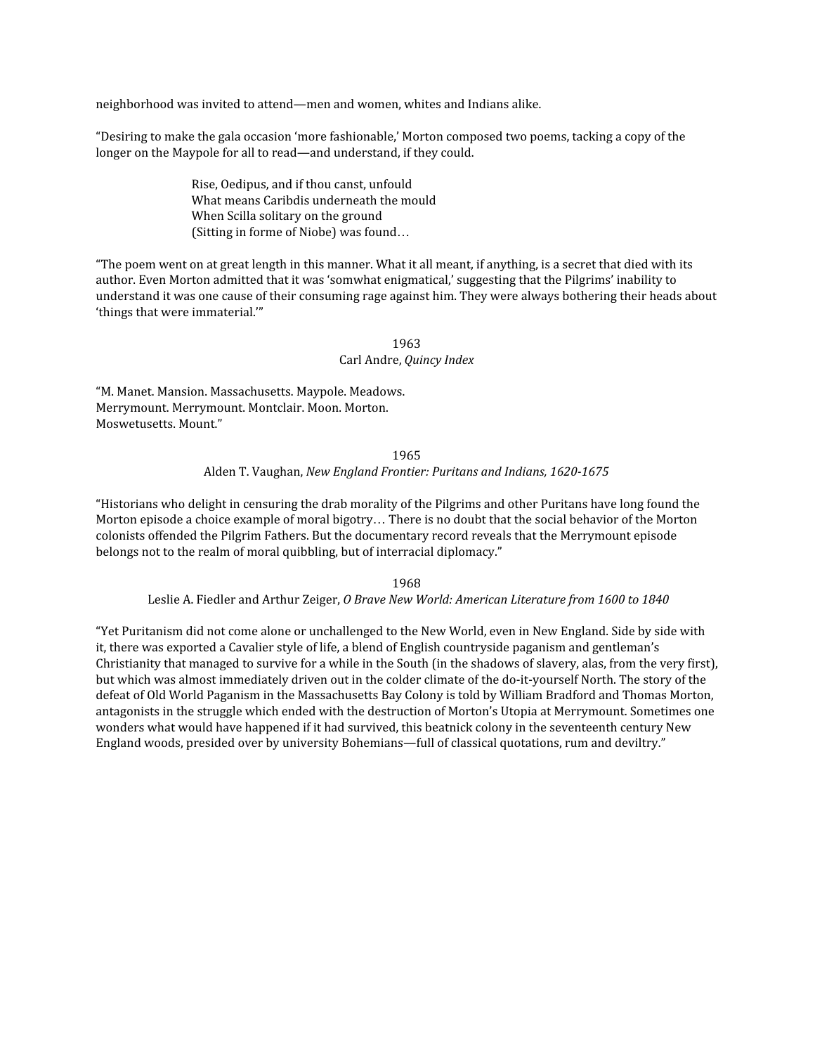neighborhood was invited to attend—men and women, whites and Indians alike.

"Desiring to make the gala occasion 'more fashionable,' Morton composed two poems, tacking a copy of the longer on the Maypole for all to read—and understand, if they could.

> Rise, Oedipus, and if thou canst, unfould
> What means Caribdis underneath the mould
> When Scilla solitary on the ground
> (Sitting in forme of Niobe) was found…

"The poem went on at great length in this manner. What it all meant, if anything, is a secret that died with its author. Even Morton admitted that it was 'somwhat enigmatical,' suggesting that the Pilgrims' inability to understand it was one cause of their consuming rage against him. They were always bothering their heads about 'things that were immaterial.'"

<center>1963<br>Carl Andre, *Quincy Index*</center>

"M. Manet. Mansion. Massachusetts. Maypole. Meadows.
Merrymount. Merrymount. Montclair. Moon. Morton.
Moswetusetts. Mount."

<center>1965<br>Alden T. Vaughan, *New England Frontier: Puritans and Indians, 1620-1675*</center>

"Historians who delight in censuring the drab morality of the Pilgrims and other Puritans have long found the Morton episode a choice example of moral bigotry… There is no doubt that the social behavior of the Morton colonists offended the Pilgrim Fathers. But the documentary record reveals that the Merrymount episode belongs not to the realm of moral quibbling, but of interracial diplomacy."

<center>1968<br>Leslie A. Fiedler and Arthur Zeiger, *O Brave New World: American Literature from 1600 to 1840*</center>

"Yet Puritanism did not come alone or unchallenged to the New World, even in New England. Side by side with it, there was exported a Cavalier style of life, a blend of English countryside paganism and gentleman's Christianity that managed to survive for a while in the South (in the shadows of slavery, alas, from the very first), but which was almost immediately driven out in the colder climate of the do-it-yourself North. The story of the defeat of Old World Paganism in the Massachusetts Bay Colony is told by William Bradford and Thomas Morton, antagonists in the struggle which ended with the destruction of Morton's Utopia at Merrymount. Sometimes one wonders what would have happened if it had survived, this beatnick colony in the seventeenth century New England woods, presided over by university Bohemians—full of classical quotations, rum and deviltry."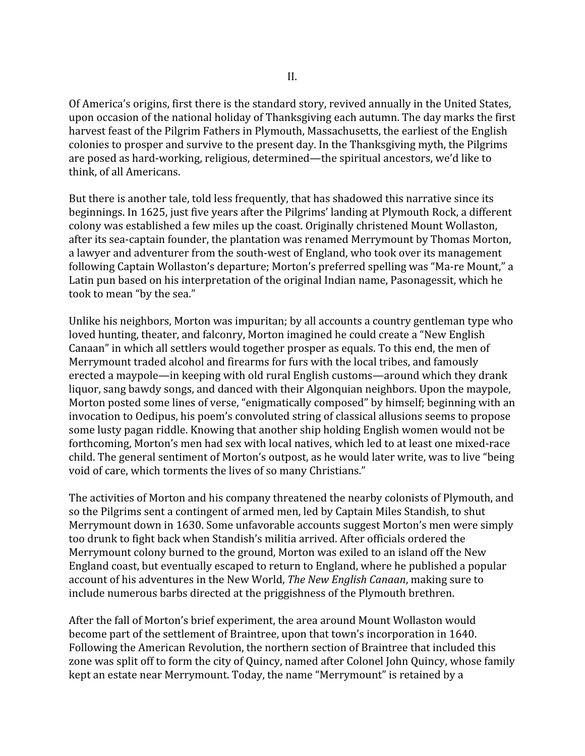## II.

Of America's origins, first there is the standard story, revived annually in the United States, upon occasion of the national holiday of Thanksgiving each autumn. The day marks the first harvest feast of the Pilgrim Fathers in Plymouth, Massachusetts, the earliest of the English colonies to prosper and survive to the present day. In the Thanksgiving myth, the Pilgrims are posed as hard-working, religious, determined—the spiritual ancestors, we'd like to think, of all Americans.

But there is another tale, told less frequently, that has shadowed this narrative since its beginnings. In 1625, just five years after the Pilgrims' landing at Plymouth Rock, a different colony was established a few miles up the coast. Originally christened Mount Wollaston, after its sea-captain founder, the plantation was renamed Merrymount by Thomas Morton, a lawyer and adventurer from the south-west of England, who took over its management following Captain Wollaston's departure; Morton's preferred spelling was "Ma-re Mount," a Latin pun based on his interpretation of the original Indian name, Pasonagessit, which he took to mean "by the sea."

Unlike his neighbors, Morton was impuritan; by all accounts a country gentleman type who loved hunting, theater, and falconry, Morton imagined he could create a "New English Canaan" in which all settlers would together prosper as equals. To this end, the men of Merrymount traded alcohol and firearms for furs with the local tribes, and famously erected a maypole—in keeping with old rural English customs—around which they drank liquor, sang bawdy songs, and danced with their Algonquian neighbors. Upon the maypole, Morton posted some lines of verse, "enigmatically composed" by himself; beginning with an invocation to Oedipus, his poem's convoluted string of classical allusions seems to propose some lusty pagan riddle. Knowing that another ship holding English women would not be forthcoming, Morton's men had sex with local natives, which led to at least one mixed-race child. The general sentiment of Morton's outpost, as he would later write, was to live "being void of care, which torments the lives of so many Christians."

The activities of Morton and his company threatened the nearby colonists of Plymouth, and so the Pilgrims sent a contingent of armed men, led by Captain Miles Standish, to shut Merrymount down in 1630. Some unfavorable accounts suggest Morton's men were simply too drunk to fight back when Standish's militia arrived. After officials ordered the Merrymount colony burned to the ground, Morton was exiled to an island off the New England coast, but eventually escaped to return to England, where he published a popular account of his adventures in the New World, *The New English Canaan*, making sure to include numerous barbs directed at the priggishness of the Plymouth brethren.

After the fall of Morton's brief experiment, the area around Mount Wollaston would become part of the settlement of Braintree, upon that town's incorporation in 1640. Following the American Revolution, the northern section of Braintree that included this zone was split off to form the city of Quincy, named after Colonel John Quincy, whose family kept an estate near Merrymount. Today, the name "Merrymount" is retained by a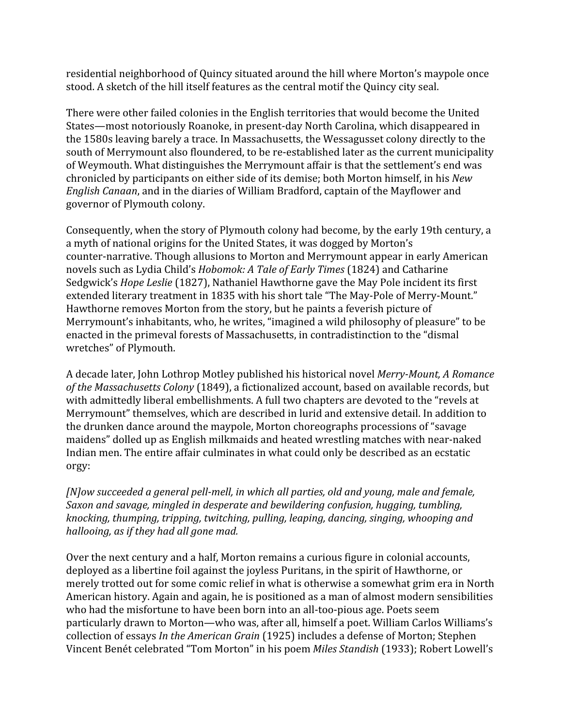residential neighborhood of Quincy situated around the hill where Morton's maypole once stood. A sketch of the hill itself features as the central motif the Quincy city seal.

There were other failed colonies in the English territories that would become the United States—most notoriously Roanoke, in present-day North Carolina, which disappeared in the 1580s leaving barely a trace. In Massachusetts, the Wessagusset colony directly to the south of Merrymount also floundered, to be re-established later as the current municipality of Weymouth. What distinguishes the Merrymount affair is that the settlement's end was chronicled by participants on either side of its demise; both Morton himself, in his *New English Canaan*, and in the diaries of William Bradford, captain of the Mayflower and governor of Plymouth colony.

Consequently, when the story of Plymouth colony had become, by the early 19th century, a a myth of national origins for the United States, it was dogged by Morton's counter-narrative. Though allusions to Morton and Merrymount appear in early American novels such as Lydia Child's *Hobomok: A Tale of Early Times* (1824) and Catharine Sedgwick's *Hope Leslie* (1827), Nathaniel Hawthorne gave the May Pole incident its first extended literary treatment in 1835 with his short tale "The May-Pole of Merry-Mount." Hawthorne removes Morton from the story, but he paints a feverish picture of Merrymount's inhabitants, who, he writes, "imagined a wild philosophy of pleasure" to be enacted in the primeval forests of Massachusetts, in contradistinction to the "dismal wretches" of Plymouth.

A decade later, John Lothrop Motley published his historical novel *Merry-Mount, A Romance of the Massachusetts Colony* (1849), a fictionalized account, based on available records, but with admittedly liberal embellishments. A full two chapters are devoted to the "revels at Merrymount" themselves, which are described in lurid and extensive detail. In addition to the drunken dance around the maypole, Morton choreographs processions of "savage maidens" dolled up as English milkmaids and heated wrestling matches with near-naked Indian men. The entire affair culminates in what could only be described as an ecstatic orgy:

*[N]ow succeeded a general pell-mell, in which all parties, old and young, male and female, Saxon and savage, mingled in desperate and bewildering confusion, hugging, tumbling, knocking, thumping, tripping, twitching, pulling, leaping, dancing, singing, whooping and hallooing, as if they had all gone mad.*

Over the next century and a half, Morton remains a curious figure in colonial accounts, deployed as a libertine foil against the joyless Puritans, in the spirit of Hawthorne, or merely trotted out for some comic relief in what is otherwise a somewhat grim era in North American history. Again and again, he is positioned as a man of almost modern sensibilities who had the misfortune to have been born into an all-too-pious age. Poets seem particularly drawn to Morton—who was, after all, himself a poet. William Carlos Williams's collection of essays *In the American Grain* (1925) includes a defense of Morton; Stephen Vincent Benét celebrated "Tom Morton" in his poem *Miles Standish* (1933); Robert Lowell's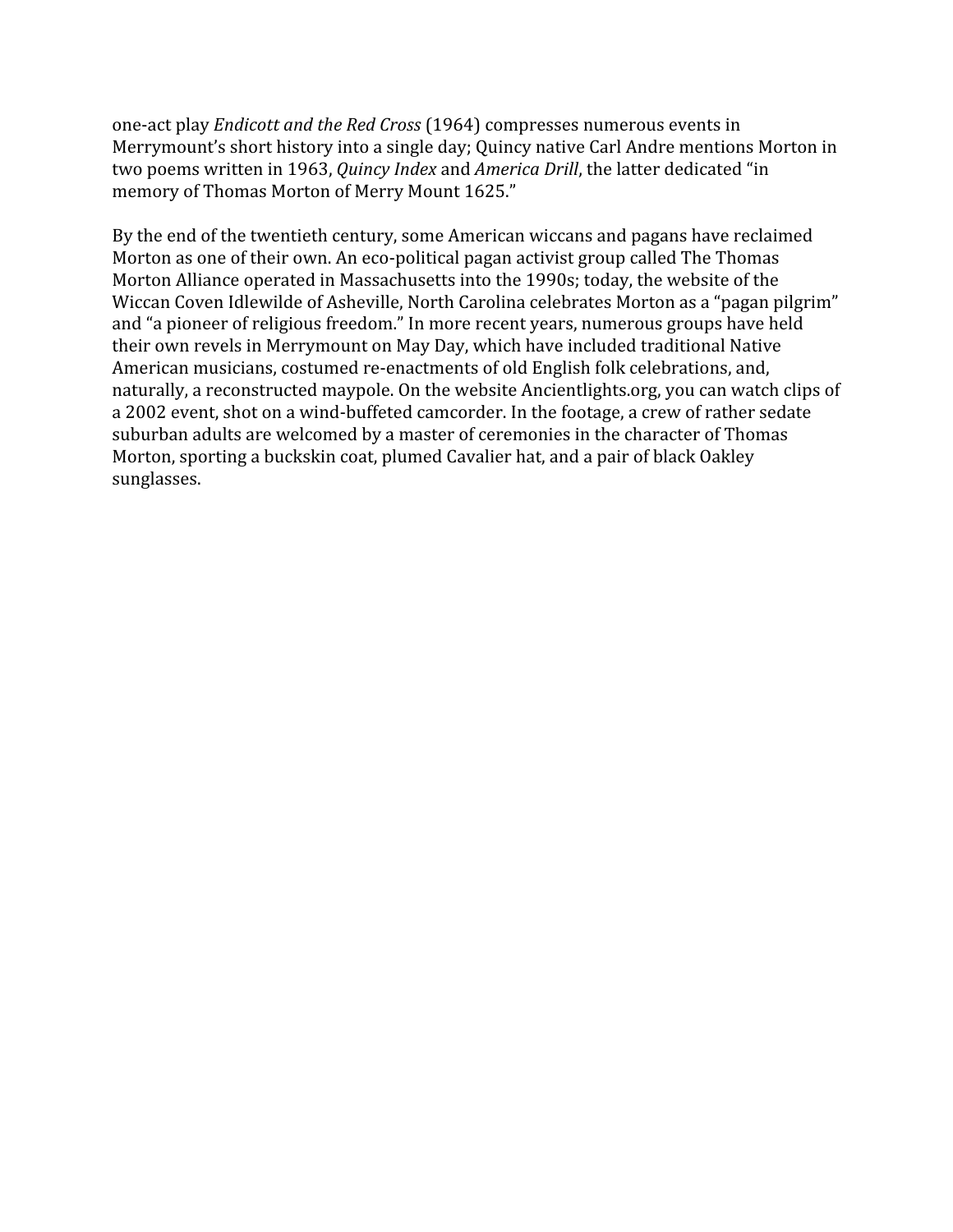one-act play *Endicott and the Red Cross* (1964) compresses numerous events in Merrymount's short history into a single day; Quincy native Carl Andre mentions Morton in two poems written in 1963, *Quincy Index* and *America Drill*, the latter dedicated "in memory of Thomas Morton of Merry Mount 1625."

By the end of the twentieth century, some American wiccans and pagans have reclaimed Morton as one of their own. An eco-political pagan activist group called The Thomas Morton Alliance operated in Massachusetts into the 1990s; today, the website of the Wiccan Coven Idlewilde of Asheville, North Carolina celebrates Morton as a "pagan pilgrim" and "a pioneer of religious freedom." In more recent years, numerous groups have held their own revels in Merrymount on May Day, which have included traditional Native American musicians, costumed re-enactments of old English folk celebrations, and, naturally, a reconstructed maypole. On the website Ancientlights.org, you can watch clips of a 2002 event, shot on a wind-buffeted camcorder. In the footage, a crew of rather sedate suburban adults are welcomed by a master of ceremonies in the character of Thomas Morton, sporting a buckskin coat, plumed Cavalier hat, and a pair of black Oakley sunglasses.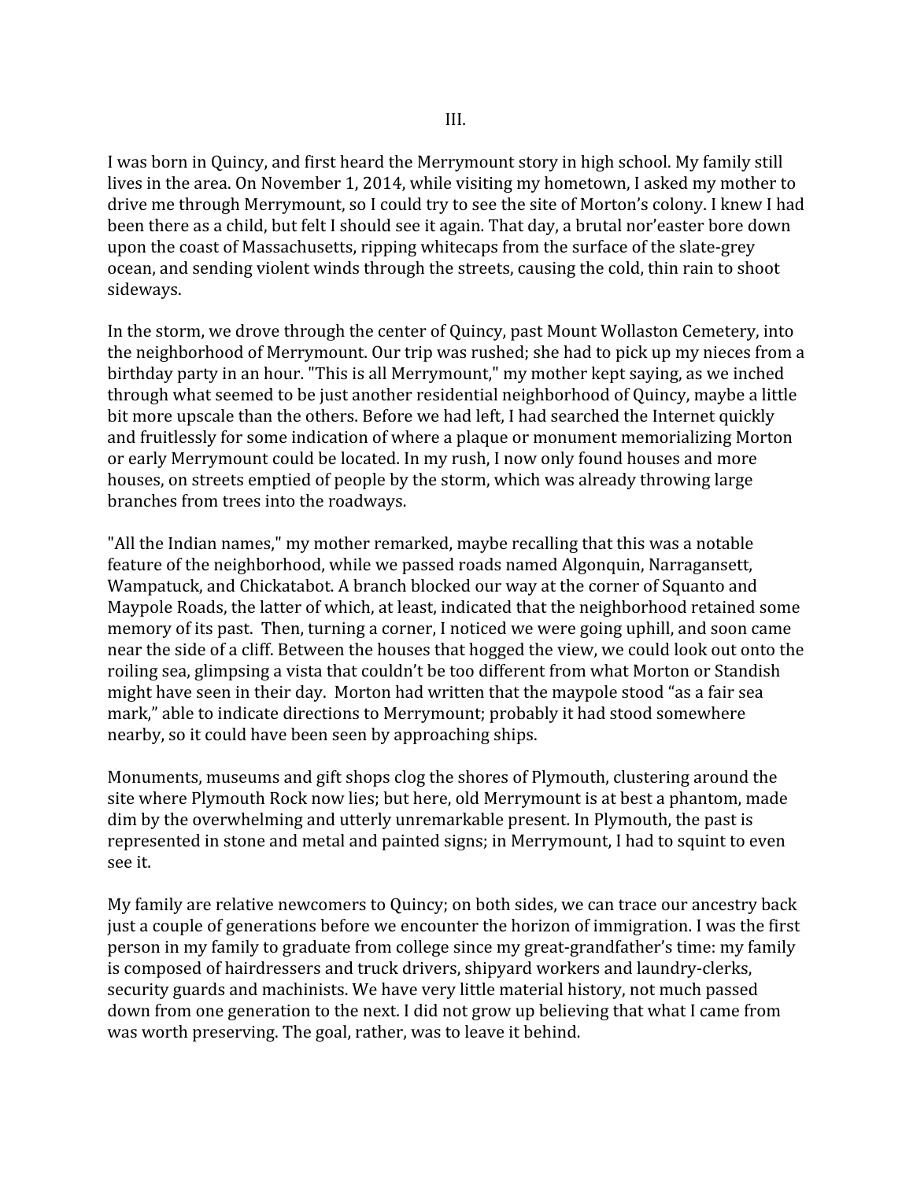III.

I was born in Quincy, and first heard the Merrymount story in high school. My family still lives in the area. On November 1, 2014, while visiting my hometown, I asked my mother to drive me through Merrymount, so I could try to see the site of Morton's colony. I knew I had been there as a child, but felt I should see it again. That day, a brutal nor'easter bore down upon the coast of Massachusetts, ripping whitecaps from the surface of the slate-grey ocean, and sending violent winds through the streets, causing the cold, thin rain to shoot sideways.

In the storm, we drove through the center of Quincy, past Mount Wollaston Cemetery, into the neighborhood of Merrymount. Our trip was rushed; she had to pick up my nieces from a birthday party in an hour. "This is all Merrymount," my mother kept saying, as we inched through what seemed to be just another residential neighborhood of Quincy, maybe a little bit more upscale than the others. Before we had left, I had searched the Internet quickly and fruitlessly for some indication of where a plaque or monument memorializing Morton or early Merrymount could be located. In my rush, I now only found houses and more houses, on streets emptied of people by the storm, which was already throwing large branches from trees into the roadways.

"All the Indian names," my mother remarked, maybe recalling that this was a notable feature of the neighborhood, while we passed roads named Algonquin, Narragansett, Wampatuck, and Chickatabot. A branch blocked our way at the corner of Squanto and Maypole Roads, the latter of which, at least, indicated that the neighborhood retained some memory of its past. Then, turning a corner, I noticed we were going uphill, and soon came near the side of a cliff. Between the houses that hogged the view, we could look out onto the roiling sea, glimpsing a vista that couldn't be too different from what Morton or Standish might have seen in their day. Morton had written that the maypole stood "as a fair sea mark," able to indicate directions to Merrymount; probably it had stood somewhere nearby, so it could have been seen by approaching ships.

Monuments, museums and gift shops clog the shores of Plymouth, clustering around the site where Plymouth Rock now lies; but here, old Merrymount is at best a phantom, made dim by the overwhelming and utterly unremarkable present. In Plymouth, the past is represented in stone and metal and painted signs; in Merrymount, I had to squint to even see it.

My family are relative newcomers to Quincy; on both sides, we can trace our ancestry back just a couple of generations before we encounter the horizon of immigration. I was the first person in my family to graduate from college since my great-grandfather's time: my family is composed of hairdressers and truck drivers, shipyard workers and laundry-clerks, security guards and machinists. We have very little material history, not much passed down from one generation to the next. I did not grow up believing that what I came from was worth preserving. The goal, rather, was to leave it behind.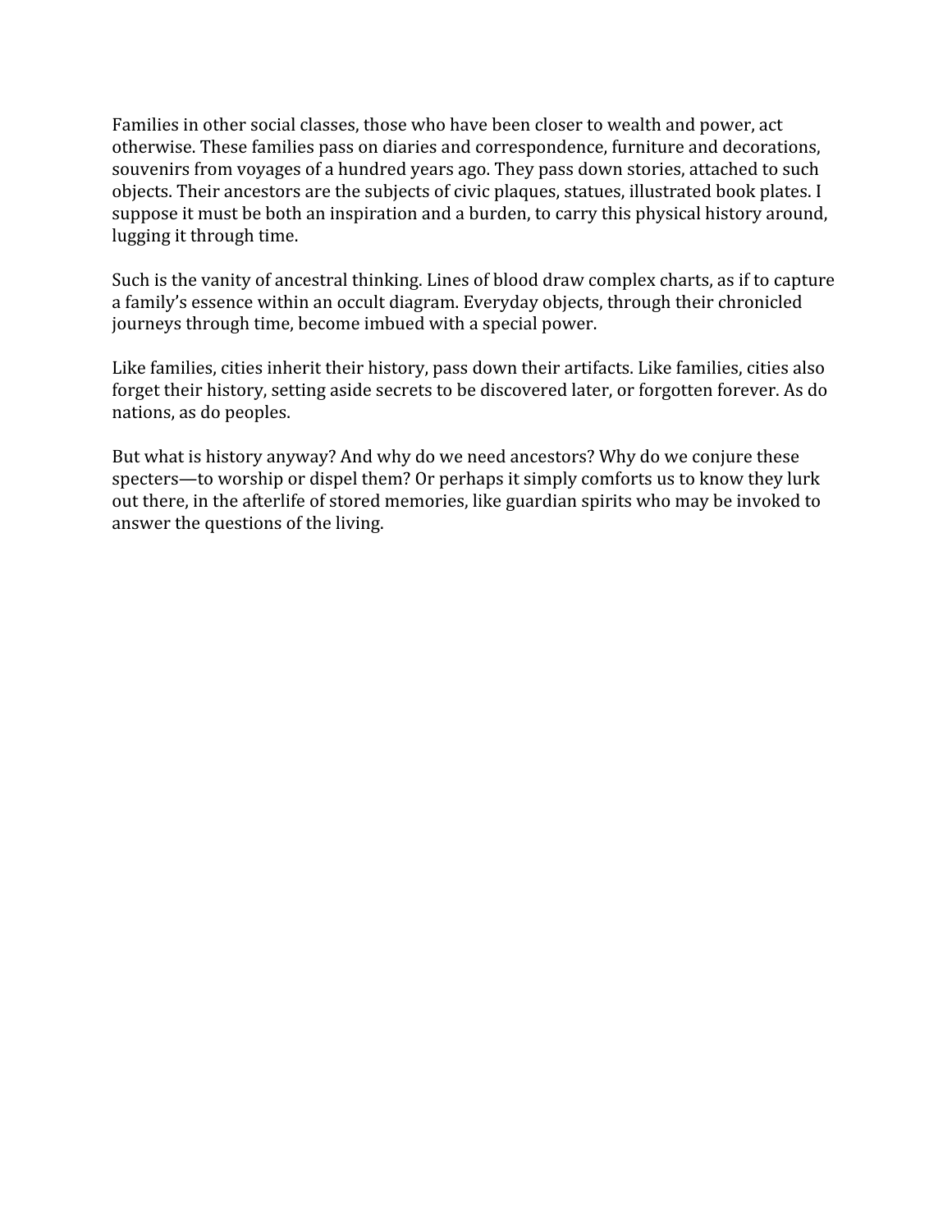Families in other social classes, those who have been closer to wealth and power, act otherwise. These families pass on diaries and correspondence, furniture and decorations, souvenirs from voyages of a hundred years ago. They pass down stories, attached to such objects. Their ancestors are the subjects of civic plaques, statues, illustrated book plates. I suppose it must be both an inspiration and a burden, to carry this physical history around, lugging it through time.

Such is the vanity of ancestral thinking. Lines of blood draw complex charts, as if to capture a family's essence within an occult diagram. Everyday objects, through their chronicled journeys through time, become imbued with a special power.

Like families, cities inherit their history, pass down their artifacts. Like families, cities also forget their history, setting aside secrets to be discovered later, or forgotten forever. As do nations, as do peoples.

But what is history anyway? And why do we need ancestors? Why do we conjure these specters—to worship or dispel them? Or perhaps it simply comforts us to know they lurk out there, in the afterlife of stored memories, like guardian spirits who may be invoked to answer the questions of the living.